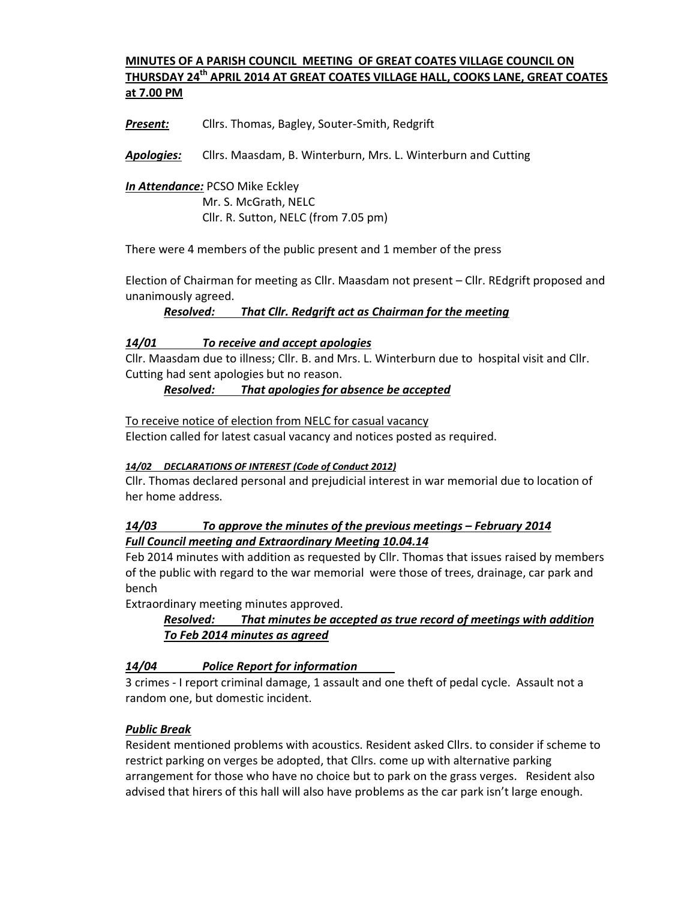**MINUTES OF A PARISH COUNCIL MEETING OF GREAT COATES VILLAGE COUNCIL ON THURSDAY 24th APRIL 2014 AT GREAT COATES VILLAGE HALL, COOKS LANE, GREAT COATES at 7.00 PM**

***Present:*** Cllrs. Thomas, Bagley, Souter-Smith, Redgrift

***Apologies:*** Cllrs. Maasdam, B. Winterburn, Mrs. L. Winterburn and Cutting

***In Attendance:*** PCSO Mike Eckley
Mr. S. McGrath, NELC
Cllr. R. Sutton, NELC (from 7.05 pm)

There were 4 members of the public present and 1 member of the press

Election of Chairman for meeting as Cllr. Maasdam not present – Cllr. REdgrift proposed and unanimously agreed.

***Resolved: That Cllr. Redgrift act as Chairman for the meeting***

***14/01 To receive and accept apologies***

Cllr. Maasdam due to illness; Cllr. B. and Mrs. L. Winterburn due to hospital visit and Cllr. Cutting had sent apologies but no reason.

***Resolved: That apologies for absence be accepted***

To receive notice of election from NELC for casual vacancy

Election called for latest casual vacancy and notices posted as required.

***14/02 DECLARATIONS OF INTEREST (Code of Conduct 2012)***

Cllr. Thomas declared personal and prejudicial interest in war memorial due to location of her home address.

***14/03 To approve the minutes of the previous meetings – February 2014 Full Council meeting and Extraordinary Meeting 10.04.14***

Feb 2014 minutes with addition as requested by Cllr. Thomas that issues raised by members of the public with regard to the war memorial were those of trees, drainage, car park and bench

Extraordinary meeting minutes approved.

***Resolved: That minutes be accepted as true record of meetings with addition To Feb 2014 minutes as agreed***

***14/04 Police Report for information***

3 crimes - I report criminal damage, 1 assault and one theft of pedal cycle. Assault not a random one, but domestic incident.

***Public Break***

Resident mentioned problems with acoustics. Resident asked Cllrs. to consider if scheme to restrict parking on verges be adopted, that Cllrs. come up with alternative parking arrangement for those who have no choice but to park on the grass verges. Resident also advised that hirers of this hall will also have problems as the car park isn't large enough.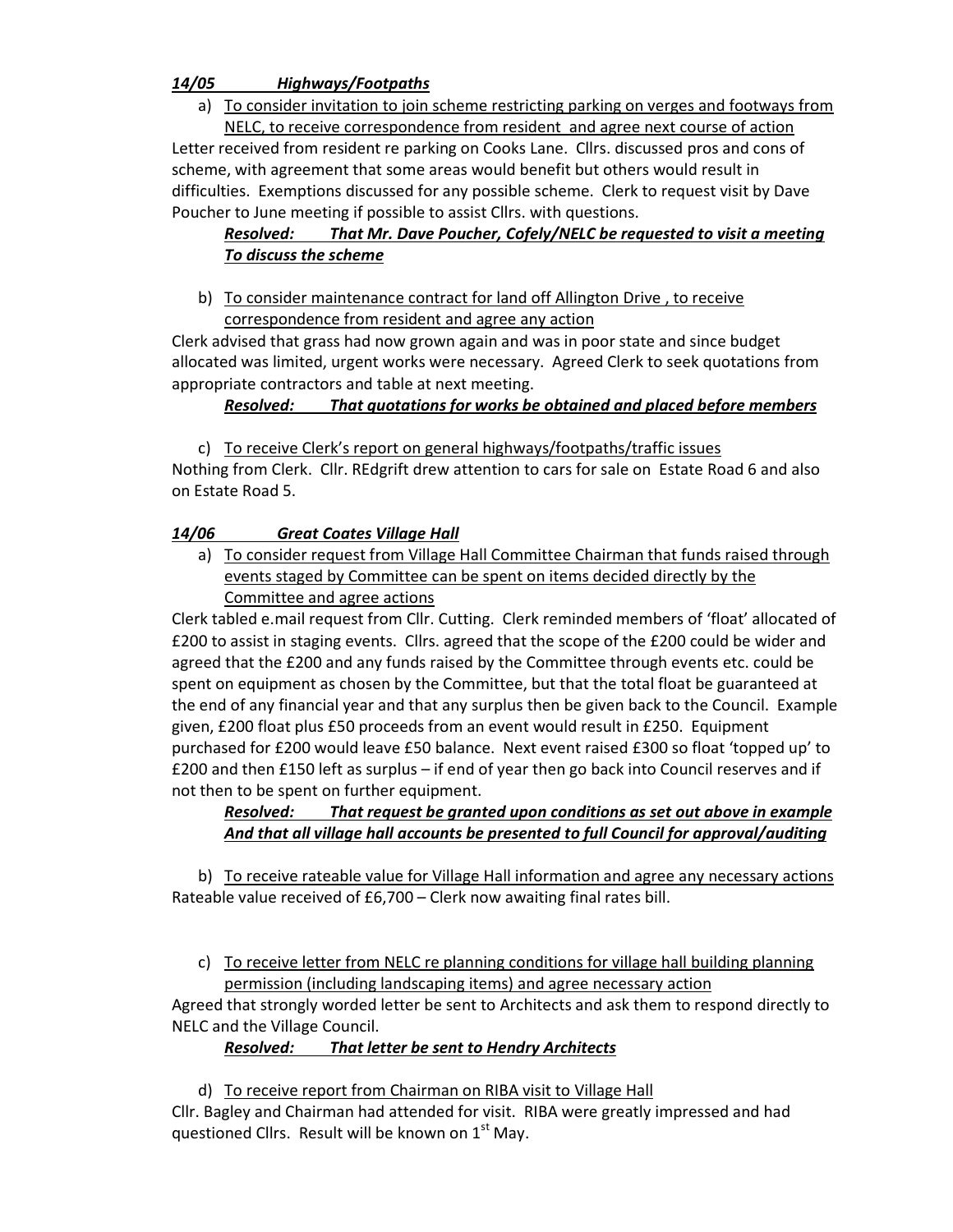***14/05 Highways/Footpaths***

a) <u>To consider invitation to join scheme restricting parking on verges and footways from NELC, to receive correspondence from resident and agree next course of action</u>

Letter received from resident re parking on Cooks Lane. Cllrs. discussed pros and cons of scheme, with agreement that some areas would benefit but others would result in difficulties. Exemptions discussed for any possible scheme. Clerk to request visit by Dave Poucher to June meeting if possible to assist Cllrs. with questions.

***Resolved: That Mr. Dave Poucher, Cofely/NELC be requested to visit a meeting To discuss the scheme***

b) <u>To consider maintenance contract for land off Allington Drive , to receive correspondence from resident and agree any action</u>

Clerk advised that grass had now grown again and was in poor state and since budget allocated was limited, urgent works were necessary. Agreed Clerk to seek quotations from appropriate contractors and table at next meeting.

***Resolved: That quotations for works be obtained and placed before members***

c) <u>To receive Clerk's report on general highways/footpaths/traffic issues</u>

Nothing from Clerk. Cllr. REdgrift drew attention to cars for sale on Estate Road 6 and also on Estate Road 5.

***14/06 Great Coates Village Hall***

a) <u>To consider request from Village Hall Committee Chairman that funds raised through events staged by Committee can be spent on items decided directly by the Committee and agree actions</u>

Clerk tabled e.mail request from Cllr. Cutting. Clerk reminded members of 'float' allocated of £200 to assist in staging events. Cllrs. agreed that the scope of the £200 could be wider and agreed that the £200 and any funds raised by the Committee through events etc. could be spent on equipment as chosen by the Committee, but that the total float be guaranteed at the end of any financial year and that any surplus then be given back to the Council. Example given, £200 float plus £50 proceeds from an event would result in £250. Equipment purchased for £200 would leave £50 balance. Next event raised £300 so float 'topped up' to £200 and then £150 left as surplus – if end of year then go back into Council reserves and if not then to be spent on further equipment.

***Resolved: That request be granted upon conditions as set out above in example And that all village hall accounts be presented to full Council for approval/auditing***

b) <u>To receive rateable value for Village Hall information and agree any necessary actions</u>

Rateable value received of £6,700 – Clerk now awaiting final rates bill.

c) <u>To receive letter from NELC re planning conditions for village hall building planning permission (including landscaping items) and agree necessary action</u>

Agreed that strongly worded letter be sent to Architects and ask them to respond directly to NELC and the Village Council.

***Resolved: That letter be sent to Hendry Architects***

d) <u>To receive report from Chairman on RIBA visit to Village Hall</u>

Cllr. Bagley and Chairman had attended for visit. RIBA were greatly impressed and had questioned Cllrs. Result will be known on 1st May.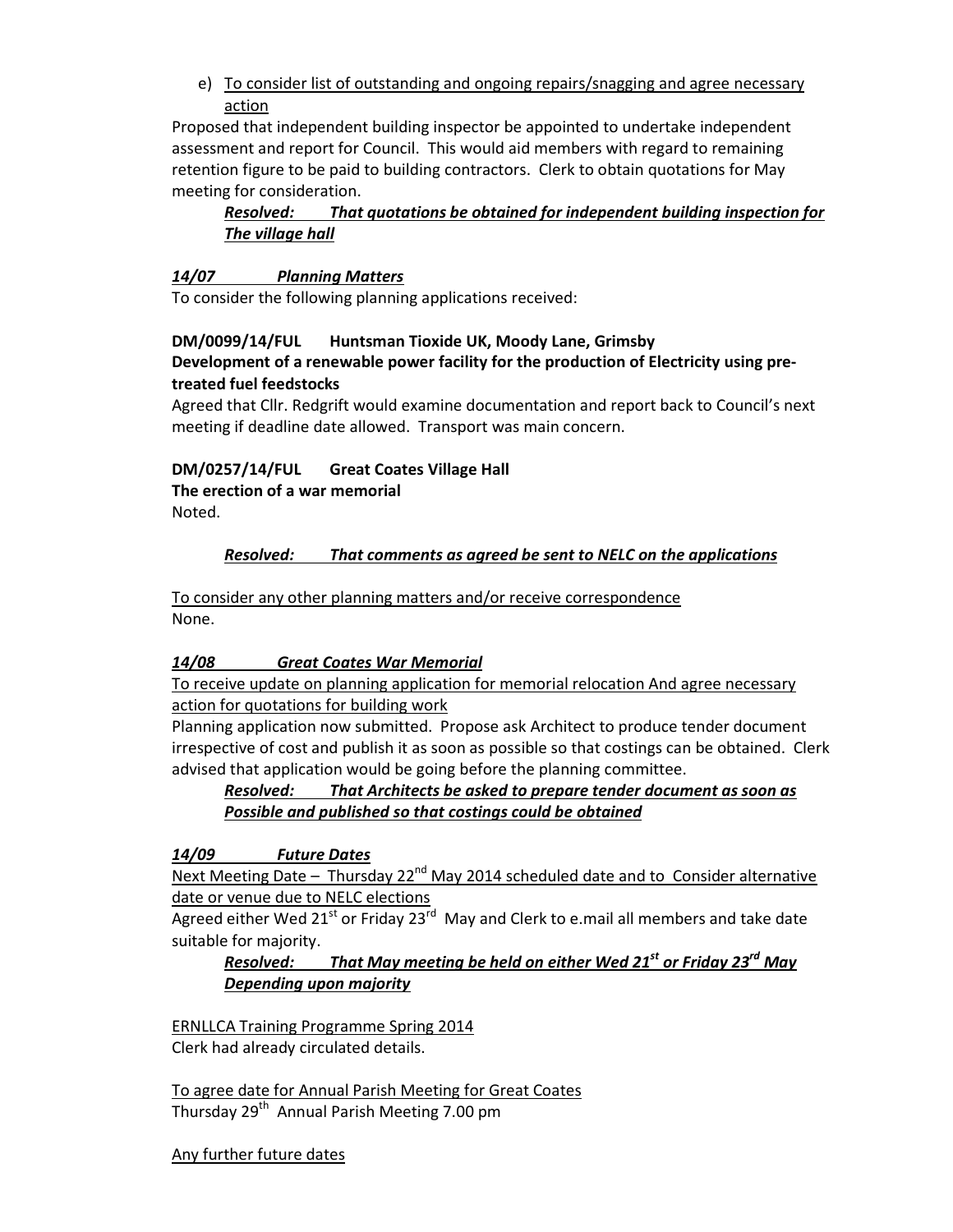e) <u>To consider list of outstanding and ongoing repairs/snagging and agree necessary action</u>

Proposed that independent building inspector be appointed to undertake independent assessment and report for Council. This would aid members with regard to remaining retention figure to be paid to building contractors. Clerk to obtain quotations for May meeting for consideration.

***<u>Resolved: That quotations be obtained for independent building inspection for The village hall</u>***

***<u>14/07 Planning Matters</u>***

To consider the following planning applications received:

**DM/0099/14/FUL Huntsman Tioxide UK, Moody Lane, Grimsby**
**Development of a renewable power facility for the production of Electricity using pre-treated fuel feedstocks**

Agreed that Cllr. Redgrift would examine documentation and report back to Council's next meeting if deadline date allowed. Transport was main concern.

**DM/0257/14/FUL Great Coates Village Hall**
**The erection of a war memorial**

Noted.

***<u>Resolved: That comments as agreed be sent to NELC on the applications</u>***

<u>To consider any other planning matters and/or receive correspondence</u>

None.

***<u>14/08 Great Coates War Memorial</u>***

<u>To receive update on planning application for memorial relocation And agree necessary action for quotations for building work</u>

Planning application now submitted. Propose ask Architect to produce tender document irrespective of cost and publish it as soon as possible so that costings can be obtained. Clerk advised that application would be going before the planning committee.

***<u>Resolved: That Architects be asked to prepare tender document as soon as Possible and published so that costings could be obtained</u>***

***<u>14/09 Future Dates</u>***

<u>Next Meeting Date – Thursday 22nd May 2014 scheduled date and to Consider alternative date or venue due to NELC elections</u>

Agreed either Wed 21st or Friday 23rd May and Clerk to e.mail all members and take date suitable for majority.

***<u>Resolved: That May meeting be held on either Wed 21st or Friday 23rd May Depending upon majority</u>***

<u>ERNLLCA Training Programme Spring 2014</u>

Clerk had already circulated details.

<u>To agree date for Annual Parish Meeting for Great Coates</u>

Thursday 29th Annual Parish Meeting 7.00 pm

<u>Any further future dates</u>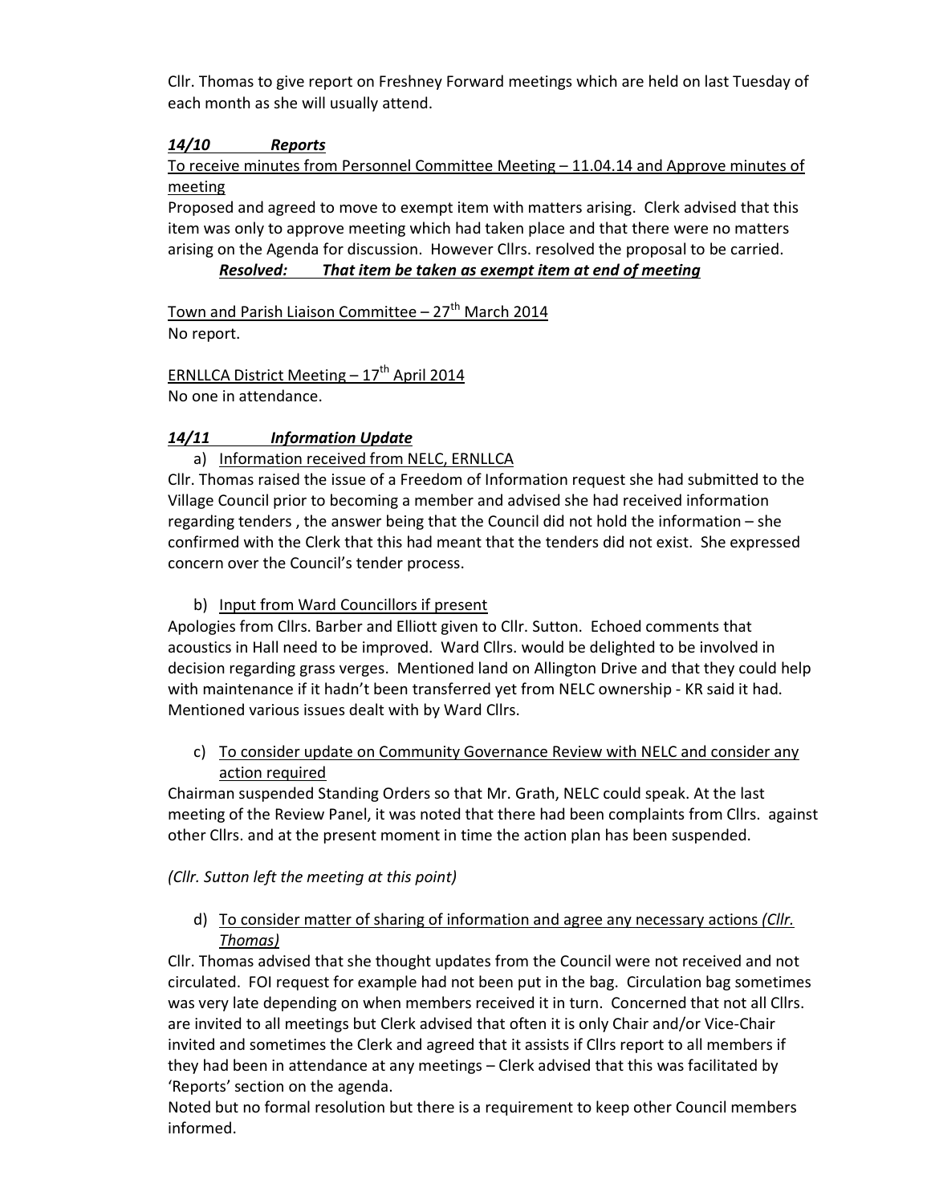Cllr. Thomas to give report on Freshney Forward meetings which are held on last Tuesday of each month as she will usually attend.

***14/10 Reports***

To receive minutes from Personnel Committee Meeting – 11.04.14 and Approve minutes of meeting

Proposed and agreed to move to exempt item with matters arising. Clerk advised that this item was only to approve meeting which had taken place and that there were no matters arising on the Agenda for discussion. However Cllrs. resolved the proposal to be carried.

***Resolved: That item be taken as exempt item at end of meeting***

Town and Parish Liaison Committee – 27th March 2014

No report.

ERNLLCA District Meeting – 17th April 2014

No one in attendance.

***14/11 Information Update***

a) Information received from NELC, ERNLLCA

Cllr. Thomas raised the issue of a Freedom of Information request she had submitted to the Village Council prior to becoming a member and advised she had received information regarding tenders , the answer being that the Council did not hold the information – she confirmed with the Clerk that this had meant that the tenders did not exist. She expressed concern over the Council's tender process.

b) Input from Ward Councillors if present

Apologies from Cllrs. Barber and Elliott given to Cllr. Sutton. Echoed comments that acoustics in Hall need to be improved. Ward Cllrs. would be delighted to be involved in decision regarding grass verges. Mentioned land on Allington Drive and that they could help with maintenance if it hadn't been transferred yet from NELC ownership - KR said it had. Mentioned various issues dealt with by Ward Cllrs.

c) To consider update on Community Governance Review with NELC and consider any action required

Chairman suspended Standing Orders so that Mr. Grath, NELC could speak. At the last meeting of the Review Panel, it was noted that there had been complaints from Cllrs. against other Cllrs. and at the present moment in time the action plan has been suspended.

*(Cllr. Sutton left the meeting at this point)*

d) To consider matter of sharing of information and agree any necessary actions *(Cllr. Thomas)*

Cllr. Thomas advised that she thought updates from the Council were not received and not circulated. FOI request for example had not been put in the bag. Circulation bag sometimes was very late depending on when members received it in turn. Concerned that not all Cllrs. are invited to all meetings but Clerk advised that often it is only Chair and/or Vice-Chair invited and sometimes the Clerk and agreed that it assists if Cllrs report to all members if they had been in attendance at any meetings – Clerk advised that this was facilitated by 'Reports' section on the agenda.

Noted but no formal resolution but there is a requirement to keep other Council members informed.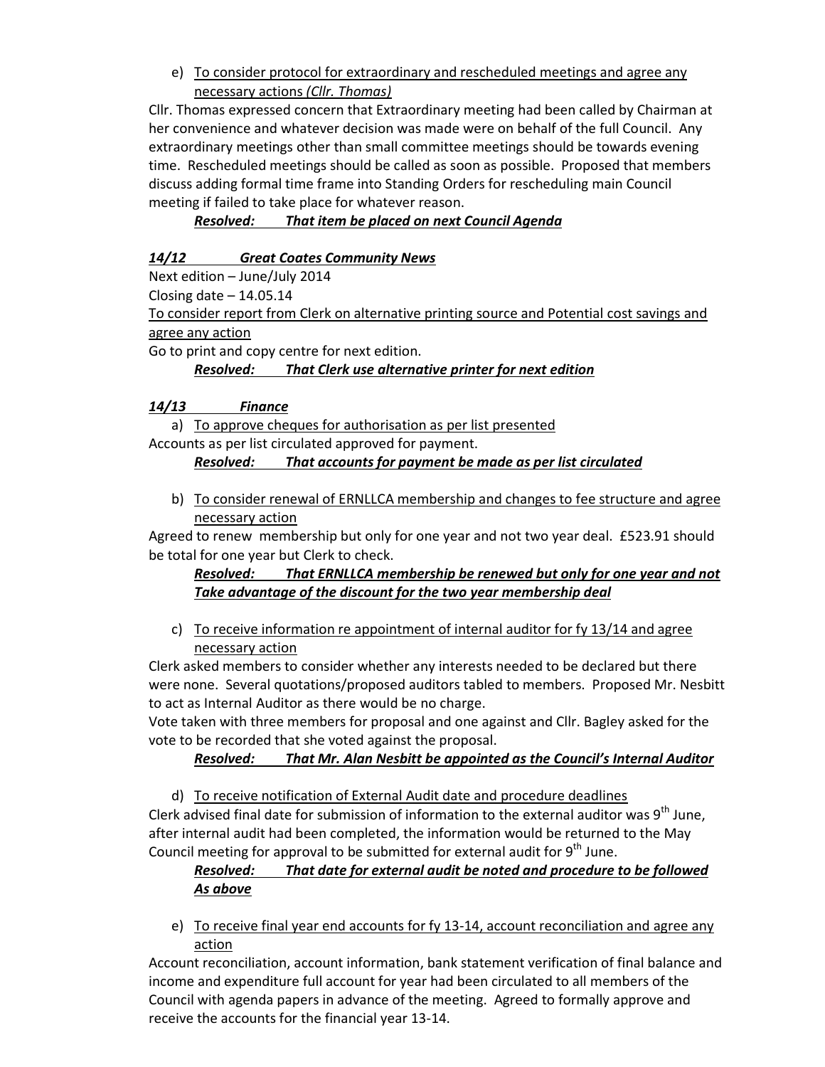e) <u>To consider protocol for extraordinary and rescheduled meetings and agree any necessary actions *(Cllr. Thomas)*</u>

Cllr. Thomas expressed concern that Extraordinary meeting had been called by Chairman at her convenience and whatever decision was made were on behalf of the full Council. Any extraordinary meetings other than small committee meetings should be towards evening time. Rescheduled meetings should be called as soon as possible. Proposed that members discuss adding formal time frame into Standing Orders for rescheduling main Council meeting if failed to take place for whatever reason.

***<u>Resolved: That item be placed on next Council Agenda</u>***

***<u>14/12 Great Coates Community News</u>***

Next edition – June/July 2014

Closing date – 14.05.14

<u>To consider report from Clerk on alternative printing source and Potential cost savings and agree any action</u>

Go to print and copy centre for next edition.

***<u>Resolved: That Clerk use alternative printer for next edition</u>***

***<u>14/13 Finance</u>***

a) <u>To approve cheques for authorisation as per list presented</u>

Accounts as per list circulated approved for payment.

***<u>Resolved: That accounts for payment be made as per list circulated</u>***

b) <u>To consider renewal of ERNLLCA membership and changes to fee structure and agree necessary action</u>

Agreed to renew membership but only for one year and not two year deal. £523.91 should be total for one year but Clerk to check.

***<u>Resolved: That ERNLLCA membership be renewed but only for one year and not Take advantage of the discount for the two year membership deal</u>***

c) <u>To receive information re appointment of internal auditor for fy 13/14 and agree necessary action</u>

Clerk asked members to consider whether any interests needed to be declared but there were none. Several quotations/proposed auditors tabled to members. Proposed Mr. Nesbitt to act as Internal Auditor as there would be no charge.

Vote taken with three members for proposal and one against and Cllr. Bagley asked for the vote to be recorded that she voted against the proposal.

***<u>Resolved: That Mr. Alan Nesbitt be appointed as the Council's Internal Auditor</u>***

d) <u>To receive notification of External Audit date and procedure deadlines</u>

Clerk advised final date for submission of information to the external auditor was 9th June, after internal audit had been completed, the information would be returned to the May Council meeting for approval to be submitted for external audit for 9th June.

***<u>Resolved: That date for external audit be noted and procedure to be followed As above</u>***

e) <u>To receive final year end accounts for fy 13-14, account reconciliation and agree any action</u>

Account reconciliation, account information, bank statement verification of final balance and income and expenditure full account for year had been circulated to all members of the Council with agenda papers in advance of the meeting. Agreed to formally approve and receive the accounts for the financial year 13-14.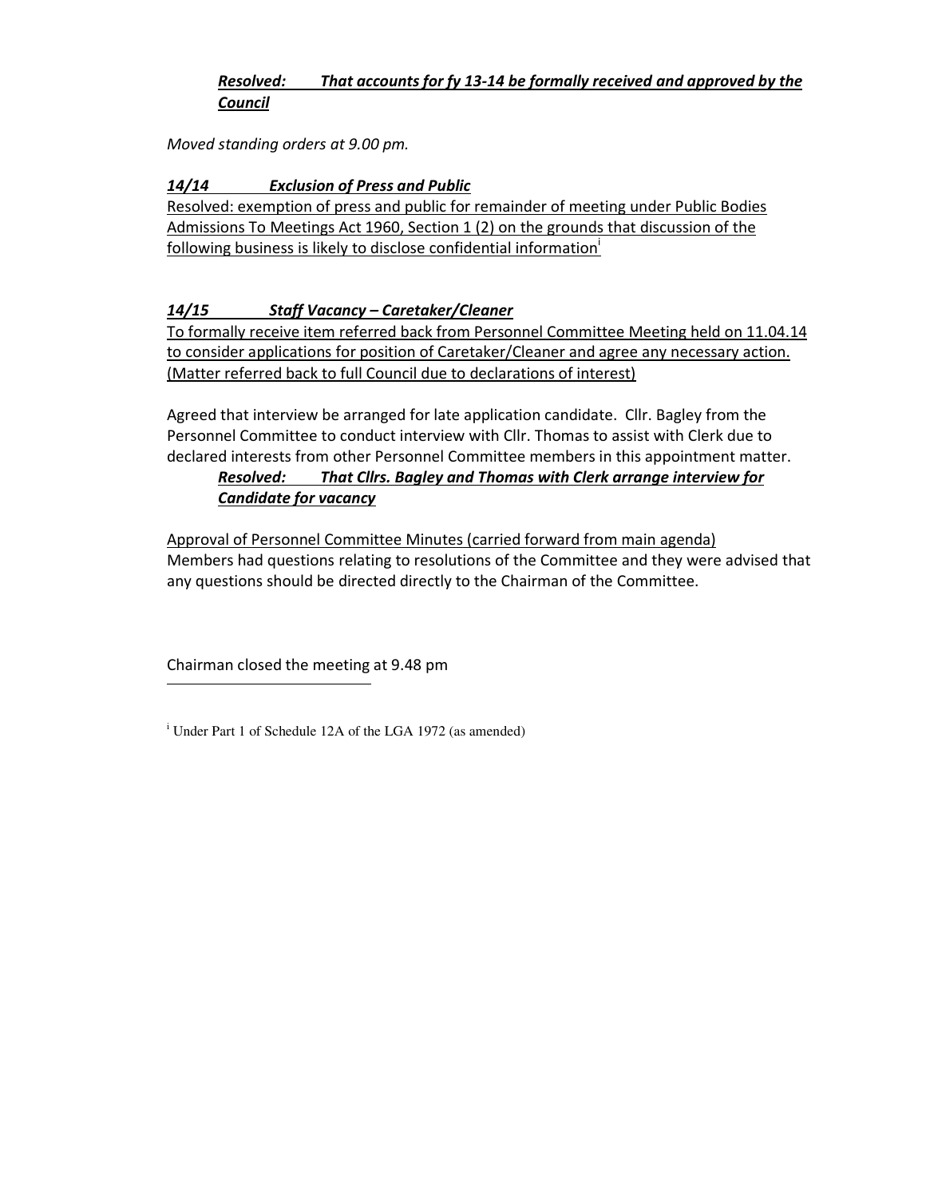***Resolved: That accounts for fy 13-14 be formally received and approved by the Council***

*Moved standing orders at 9.00 pm.*

***14/14 Exclusion of Press and Public***

Resolved: exemption of press and public for remainder of meeting under Public Bodies Admissions To Meetings Act 1960, Section 1 (2) on the grounds that discussion of the following business is likely to disclose confidential information[i]

***14/15 Staff Vacancy – Caretaker/Cleaner***

To formally receive item referred back from Personnel Committee Meeting held on 11.04.14 to consider applications for position of Caretaker/Cleaner and agree any necessary action. (Matter referred back to full Council due to declarations of interest)

Agreed that interview be arranged for late application candidate. Cllr. Bagley from the Personnel Committee to conduct interview with Cllr. Thomas to assist with Clerk due to declared interests from other Personnel Committee members in this appointment matter.

***Resolved: That Cllrs. Bagley and Thomas with Clerk arrange interview for Candidate for vacancy***

Approval of Personnel Committee Minutes (carried forward from main agenda)

Members had questions relating to resolutions of the Committee and they were advised that any questions should be directed directly to the Chairman of the Committee.

Chairman closed the meeting at 9.48 pm

---

[i] Under Part 1 of Schedule 12A of the LGA 1972 (as amended)